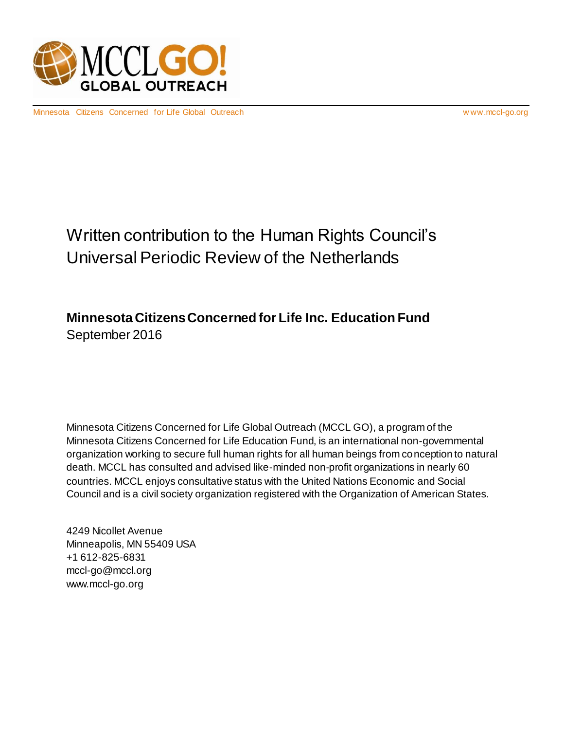MCCLGO! GLOBAL OUTREACH

Minnesota Citizens Concerned for Life Global Outreach www.mccl-go.org

# Written contribution to the Human Rights Council's Universal Periodic Review of the Netherlands

**Minnesota Citizens Concerned for Life Inc. Education Fund**
September 2016

Minnesota Citizens Concerned for Life Global Outreach (MCCL GO), a program of the Minnesota Citizens Concerned for Life Education Fund, is an international non-governmental organization working to secure full human rights for all human beings from conception to natural death. MCCL has consulted and advised like-minded non-profit organizations in nearly 60 countries. MCCL enjoys consultative status with the United Nations Economic and Social Council and is a civil society organization registered with the Organization of American States.

4249 Nicollet Avenue
Minneapolis, MN 55409 USA
+1 612-825-6831
mccl-go@mccl.org
www.mccl-go.org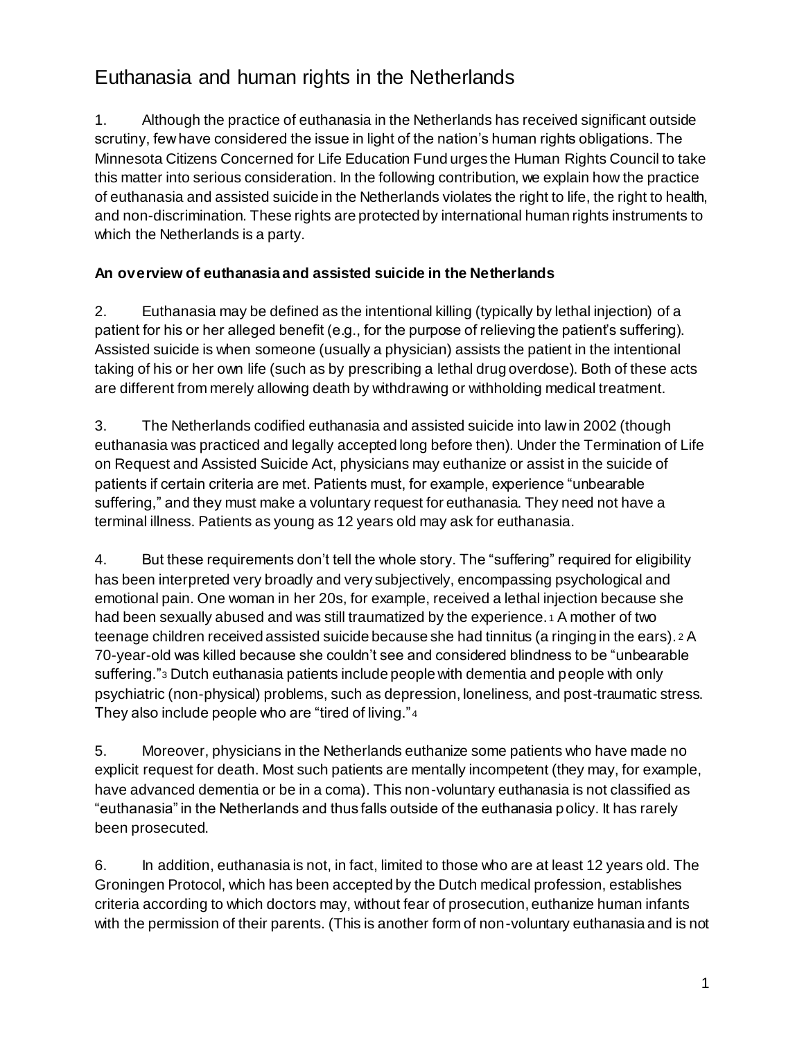# Euthanasia and human rights in the Netherlands

1. Although the practice of euthanasia in the Netherlands has received significant outside scrutiny, few have considered the issue in light of the nation's human rights obligations. The Minnesota Citizens Concerned for Life Education Fund urges the Human Rights Council to take this matter into serious consideration. In the following contribution, we explain how the practice of euthanasia and assisted suicide in the Netherlands violates the right to life, the right to health, and non-discrimination. These rights are protected by international human rights instruments to which the Netherlands is a party.

**An overview of euthanasia and assisted suicide in the Netherlands**

2. Euthanasia may be defined as the intentional killing (typically by lethal injection) of a patient for his or her alleged benefit (e.g., for the purpose of relieving the patient's suffering). Assisted suicide is when someone (usually a physician) assists the patient in the intentional taking of his or her own life (such as by prescribing a lethal drug overdose). Both of these acts are different from merely allowing death by withdrawing or withholding medical treatment.

3. The Netherlands codified euthanasia and assisted suicide into law in 2002 (though euthanasia was practiced and legally accepted long before then). Under the Termination of Life on Request and Assisted Suicide Act, physicians may euthanize or assist in the suicide of patients if certain criteria are met. Patients must, for example, experience "unbearable suffering," and they must make a voluntary request for euthanasia. They need not have a terminal illness. Patients as young as 12 years old may ask for euthanasia.

4. But these requirements don't tell the whole story. The "suffering" required for eligibility has been interpreted very broadly and very subjectively, encompassing psychological and emotional pain. One woman in her 20s, for example, received a lethal injection because she had been sexually abused and was still traumatized by the experience.[1] A mother of two teenage children received assisted suicide because she had tinnitus (a ringing in the ears).[2] A 70-year-old was killed because she couldn't see and considered blindness to be "unbearable suffering."[3] Dutch euthanasia patients include people with dementia and people with only psychiatric (non-physical) problems, such as depression, loneliness, and post-traumatic stress. They also include people who are "tired of living."[4]

5. Moreover, physicians in the Netherlands euthanize some patients who have made no explicit request for death. Most such patients are mentally incompetent (they may, for example, have advanced dementia or be in a coma). This non-voluntary euthanasia is not classified as "euthanasia" in the Netherlands and thus falls outside of the euthanasia policy. It has rarely been prosecuted.

6. In addition, euthanasia is not, in fact, limited to those who are at least 12 years old. The Groningen Protocol, which has been accepted by the Dutch medical profession, establishes criteria according to which doctors may, without fear of prosecution, euthanize human infants with the permission of their parents. (This is another form of non-voluntary euthanasia and is not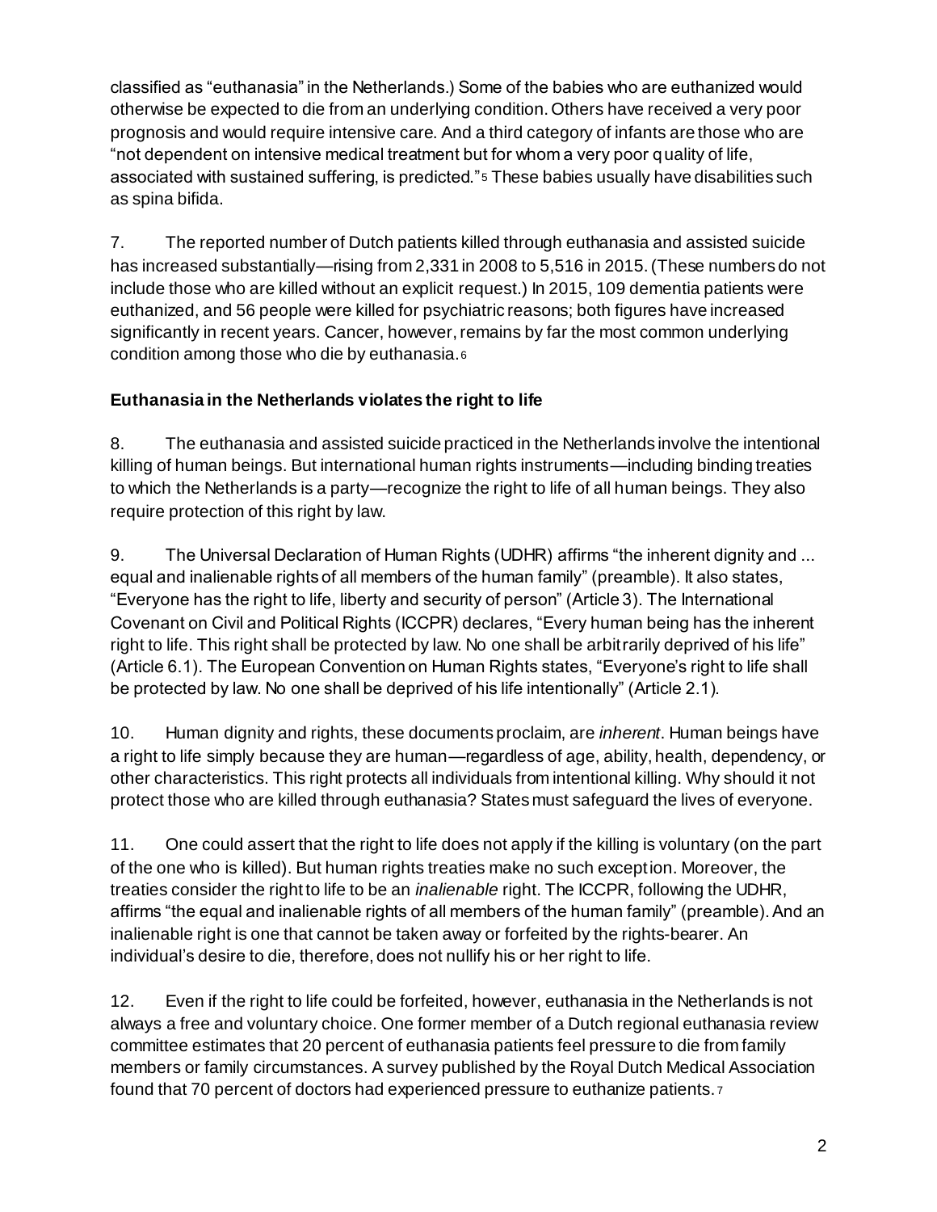classified as "euthanasia" in the Netherlands.) Some of the babies who are euthanized would otherwise be expected to die from an underlying condition. Others have received a very poor prognosis and would require intensive care. And a third category of infants are those who are "not dependent on intensive medical treatment but for whom a very poor quality of life, associated with sustained suffering, is predicted."[5] These babies usually have disabilities such as spina bifida.

7. The reported number of Dutch patients killed through euthanasia and assisted suicide has increased substantially—rising from 2,331 in 2008 to 5,516 in 2015. (These numbers do not include those who are killed without an explicit request.) In 2015, 109 dementia patients were euthanized, and 56 people were killed for psychiatric reasons; both figures have increased significantly in recent years. Cancer, however, remains by far the most common underlying condition among those who die by euthanasia.[6]

**Euthanasia in the Netherlands violates the right to life**

8. The euthanasia and assisted suicide practiced in the Netherlands involve the intentional killing of human beings. But international human rights instruments—including binding treaties to which the Netherlands is a party—recognize the right to life of all human beings. They also require protection of this right by law.

9. The Universal Declaration of Human Rights (UDHR) affirms "the inherent dignity and ... equal and inalienable rights of all members of the human family" (preamble). It also states, "Everyone has the right to life, liberty and security of person" (Article 3). The International Covenant on Civil and Political Rights (ICCPR) declares, "Every human being has the inherent right to life. This right shall be protected by law. No one shall be arbitrarily deprived of his life" (Article 6.1). The European Convention on Human Rights states, "Everyone's right to life shall be protected by law. No one shall be deprived of his life intentionally" (Article 2.1).

10. Human dignity and rights, these documents proclaim, are *inherent*. Human beings have a right to life simply because they are human—regardless of age, ability, health, dependency, or other characteristics. This right protects all individuals from intentional killing. Why should it not protect those who are killed through euthanasia? States must safeguard the lives of everyone.

11. One could assert that the right to life does not apply if the killing is voluntary (on the part of the one who is killed). But human rights treaties make no such exception. Moreover, the treaties consider the right to life to be an *inalienable* right. The ICCPR, following the UDHR, affirms "the equal and inalienable rights of all members of the human family" (preamble). And an inalienable right is one that cannot be taken away or forfeited by the rights-bearer. An individual's desire to die, therefore, does not nullify his or her right to life.

12. Even if the right to life could be forfeited, however, euthanasia in the Netherlands is not always a free and voluntary choice. One former member of a Dutch regional euthanasia review committee estimates that 20 percent of euthanasia patients feel pressure to die from family members or family circumstances. A survey published by the Royal Dutch Medical Association found that 70 percent of doctors had experienced pressure to euthanize patients.[7]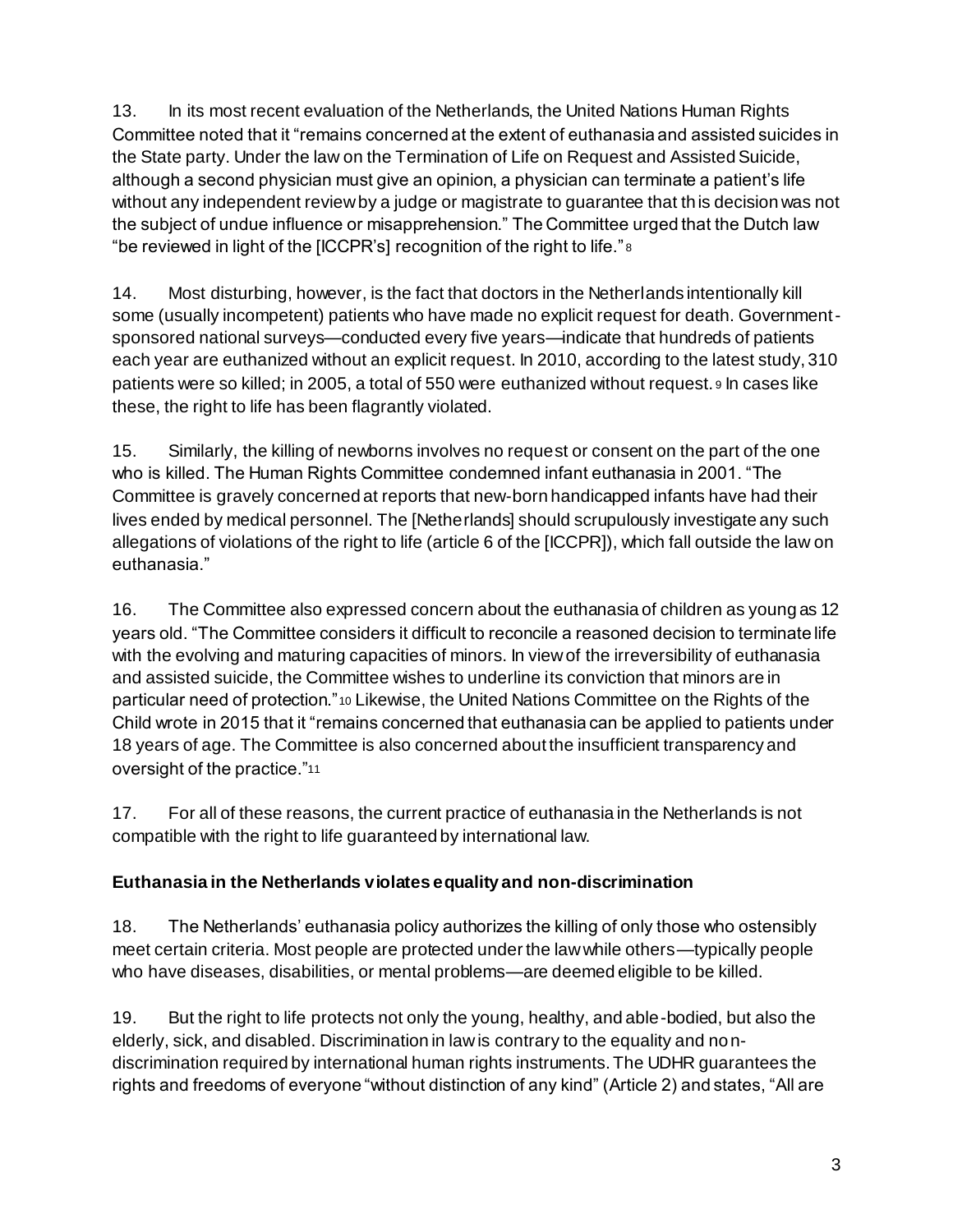13. In its most recent evaluation of the Netherlands, the United Nations Human Rights Committee noted that it "remains concerned at the extent of euthanasia and assisted suicides in the State party. Under the law on the Termination of Life on Request and Assisted Suicide, although a second physician must give an opinion, a physician can terminate a patient's life without any independent review by a judge or magistrate to guarantee that this decision was not the subject of undue influence or misapprehension." The Committee urged that the Dutch law "be reviewed in light of the [ICCPR's] recognition of the right to life."[8]

14. Most disturbing, however, is the fact that doctors in the Netherlands intentionally kill some (usually incompetent) patients who have made no explicit request for death. Government-sponsored national surveys—conducted every five years—indicate that hundreds of patients each year are euthanized without an explicit request. In 2010, according to the latest study, 310 patients were so killed; in 2005, a total of 550 were euthanized without request.[9] In cases like these, the right to life has been flagrantly violated.

15. Similarly, the killing of newborns involves no request or consent on the part of the one who is killed. The Human Rights Committee condemned infant euthanasia in 2001. "The Committee is gravely concerned at reports that new-born handicapped infants have had their lives ended by medical personnel. The [Netherlands] should scrupulously investigate any such allegations of violations of the right to life (article 6 of the [ICCPR]), which fall outside the law on euthanasia."

16. The Committee also expressed concern about the euthanasia of children as young as 12 years old. "The Committee considers it difficult to reconcile a reasoned decision to terminate life with the evolving and maturing capacities of minors. In view of the irreversibility of euthanasia and assisted suicide, the Committee wishes to underline its conviction that minors are in particular need of protection."[10] Likewise, the United Nations Committee on the Rights of the Child wrote in 2015 that it "remains concerned that euthanasia can be applied to patients under 18 years of age. The Committee is also concerned about the insufficient transparency and oversight of the practice."[11]

17. For all of these reasons, the current practice of euthanasia in the Netherlands is not compatible with the right to life guaranteed by international law.

**Euthanasia in the Netherlands violates equality and non-discrimination**

18. The Netherlands' euthanasia policy authorizes the killing of only those who ostensibly meet certain criteria. Most people are protected under the law while others—typically people who have diseases, disabilities, or mental problems—are deemed eligible to be killed.

19. But the right to life protects not only the young, healthy, and able-bodied, but also the elderly, sick, and disabled. Discrimination in law is contrary to the equality and non-discrimination required by international human rights instruments. The UDHR guarantees the rights and freedoms of everyone "without distinction of any kind" (Article 2) and states, "All are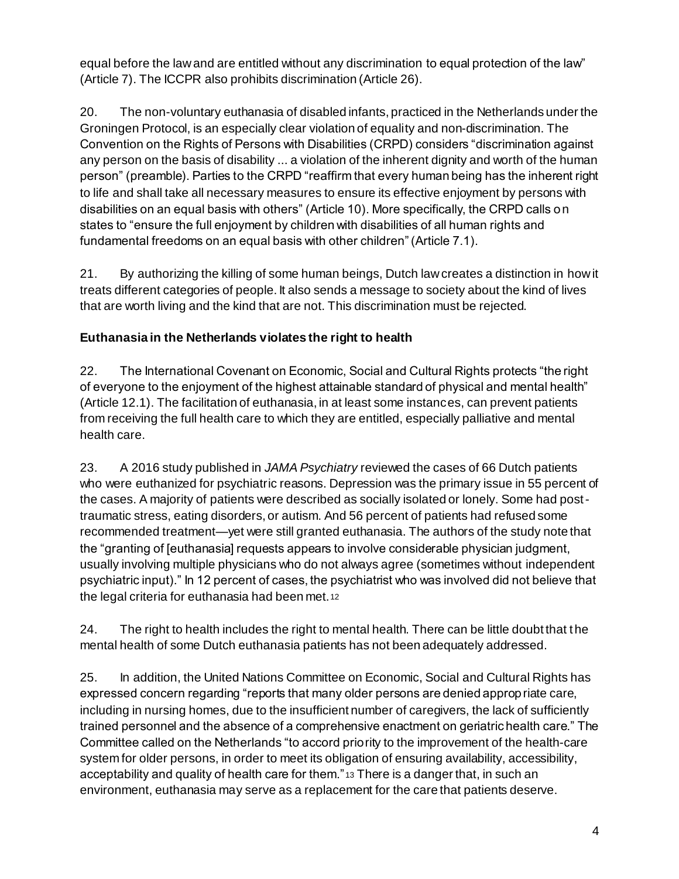equal before the law and are entitled without any discrimination to equal protection of the law" (Article 7). The ICCPR also prohibits discrimination (Article 26).

20. The non-voluntary euthanasia of disabled infants, practiced in the Netherlands under the Groningen Protocol, is an especially clear violation of equality and non-discrimination. The Convention on the Rights of Persons with Disabilities (CRPD) considers "discrimination against any person on the basis of disability ... a violation of the inherent dignity and worth of the human person" (preamble). Parties to the CRPD "reaffirm that every human being has the inherent right to life and shall take all necessary measures to ensure its effective enjoyment by persons with disabilities on an equal basis with others" (Article 10). More specifically, the CRPD calls on states to "ensure the full enjoyment by children with disabilities of all human rights and fundamental freedoms on an equal basis with other children" (Article 7.1).

21. By authorizing the killing of some human beings, Dutch law creates a distinction in how it treats different categories of people. It also sends a message to society about the kind of lives that are worth living and the kind that are not. This discrimination must be rejected.

**Euthanasia in the Netherlands violates the right to health**

22. The International Covenant on Economic, Social and Cultural Rights protects "the right of everyone to the enjoyment of the highest attainable standard of physical and mental health" (Article 12.1). The facilitation of euthanasia, in at least some instances, can prevent patients from receiving the full health care to which they are entitled, especially palliative and mental health care.

23. A 2016 study published in *JAMA Psychiatry* reviewed the cases of 66 Dutch patients who were euthanized for psychiatric reasons. Depression was the primary issue in 55 percent of the cases. A majority of patients were described as socially isolated or lonely. Some had post-traumatic stress, eating disorders, or autism. And 56 percent of patients had refused some recommended treatment—yet were still granted euthanasia. The authors of the study note that the "granting of [euthanasia] requests appears to involve considerable physician judgment, usually involving multiple physicians who do not always agree (sometimes without independent psychiatric input)." In 12 percent of cases, the psychiatrist who was involved did not believe that the legal criteria for euthanasia had been met.[12]

24. The right to health includes the right to mental health. There can be little doubt that the mental health of some Dutch euthanasia patients has not been adequately addressed.

25. In addition, the United Nations Committee on Economic, Social and Cultural Rights has expressed concern regarding "reports that many older persons are denied appropriate care, including in nursing homes, due to the insufficient number of caregivers, the lack of sufficiently trained personnel and the absence of a comprehensive enactment on geriatric health care." The Committee called on the Netherlands "to accord priority to the improvement of the health-care system for older persons, in order to meet its obligation of ensuring availability, accessibility, acceptability and quality of health care for them."[13] There is a danger that, in such an environment, euthanasia may serve as a replacement for the care that patients deserve.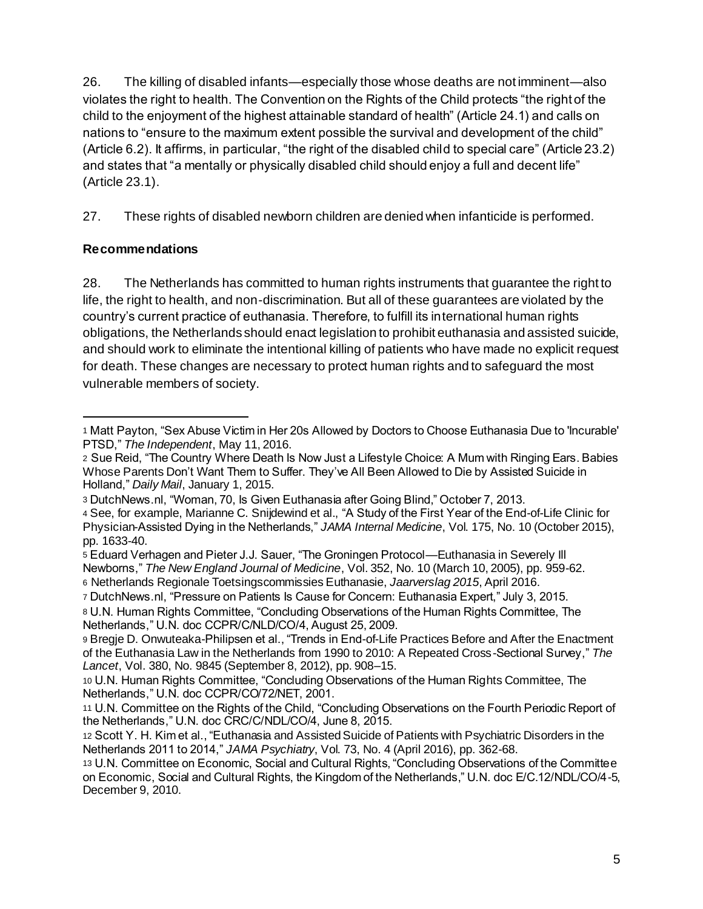26. The killing of disabled infants—especially those whose deaths are not imminent—also violates the right to health. The Convention on the Rights of the Child protects "the right of the child to the enjoyment of the highest attainable standard of health" (Article 24.1) and calls on nations to "ensure to the maximum extent possible the survival and development of the child" (Article 6.2). It affirms, in particular, "the right of the disabled child to special care" (Article 23.2) and states that "a mentally or physically disabled child should enjoy a full and decent life" (Article 23.1).

27. These rights of disabled newborn children are denied when infanticide is performed.

**Recommendations**

28. The Netherlands has committed to human rights instruments that guarantee the right to life, the right to health, and non-discrimination. But all of these guarantees are violated by the country's current practice of euthanasia. Therefore, to fulfill its international human rights obligations, the Netherlands should enact legislation to prohibit euthanasia and assisted suicide, and should work to eliminate the intentional killing of patients who have made no explicit request for death. These changes are necessary to protect human rights and to safeguard the most vulnerable members of society.

---

1 Matt Payton, "Sex Abuse Victim in Her 20s Allowed by Doctors to Choose Euthanasia Due to 'Incurable' PTSD," *The Independent*, May 11, 2016.

2 Sue Reid, "The Country Where Death Is Now Just a Lifestyle Choice: A Mum with Ringing Ears. Babies Whose Parents Don't Want Them to Suffer. They've All Been Allowed to Die by Assisted Suicide in Holland," *Daily Mail*, January 1, 2015.

3 DutchNews.nl, "Woman, 70, Is Given Euthanasia after Going Blind," October 7, 2013.

4 See, for example, Marianne C. Snijdewind et al., "A Study of the First Year of the End-of-Life Clinic for Physician-Assisted Dying in the Netherlands," *JAMA Internal Medicine*, Vol. 175, No. 10 (October 2015), pp. 1633-40.

5 Eduard Verhagen and Pieter J.J. Sauer, "The Groningen Protocol—Euthanasia in Severely Ill Newborns," *The New England Journal of Medicine*, Vol. 352, No. 10 (March 10, 2005), pp. 959-62.

6 Netherlands Regionale Toetsingscommissies Euthanasie, *Jaarverslag 2015*, April 2016.

7 DutchNews.nl, "Pressure on Patients Is Cause for Concern: Euthanasia Expert," July 3, 2015.

8 U.N. Human Rights Committee, "Concluding Observations of the Human Rights Committee, The Netherlands," U.N. doc CCPR/C/NLD/CO/4, August 25, 2009.

9 Bregje D. Onwuteaka-Philipsen et al., "Trends in End-of-Life Practices Before and After the Enactment of the Euthanasia Law in the Netherlands from 1990 to 2010: A Repeated Cross-Sectional Survey," *The Lancet*, Vol. 380, No. 9845 (September 8, 2012), pp. 908–15.

10 U.N. Human Rights Committee, "Concluding Observations of the Human Rights Committee, The Netherlands," U.N. doc CCPR/CO/72/NET, 2001.

11 U.N. Committee on the Rights of the Child, "Concluding Observations on the Fourth Periodic Report of the Netherlands," U.N. doc CRC/C/NDL/CO/4, June 8, 2015.

12 Scott Y. H. Kim et al., "Euthanasia and Assisted Suicide of Patients with Psychiatric Disorders in the Netherlands 2011 to 2014," *JAMA Psychiatry*, Vol. 73, No. 4 (April 2016), pp. 362-68.

13 U.N. Committee on Economic, Social and Cultural Rights, "Concluding Observations of the Committee on Economic, Social and Cultural Rights, the Kingdom of the Netherlands," U.N. doc E/C.12/NDL/CO/4-5, December 9, 2010.